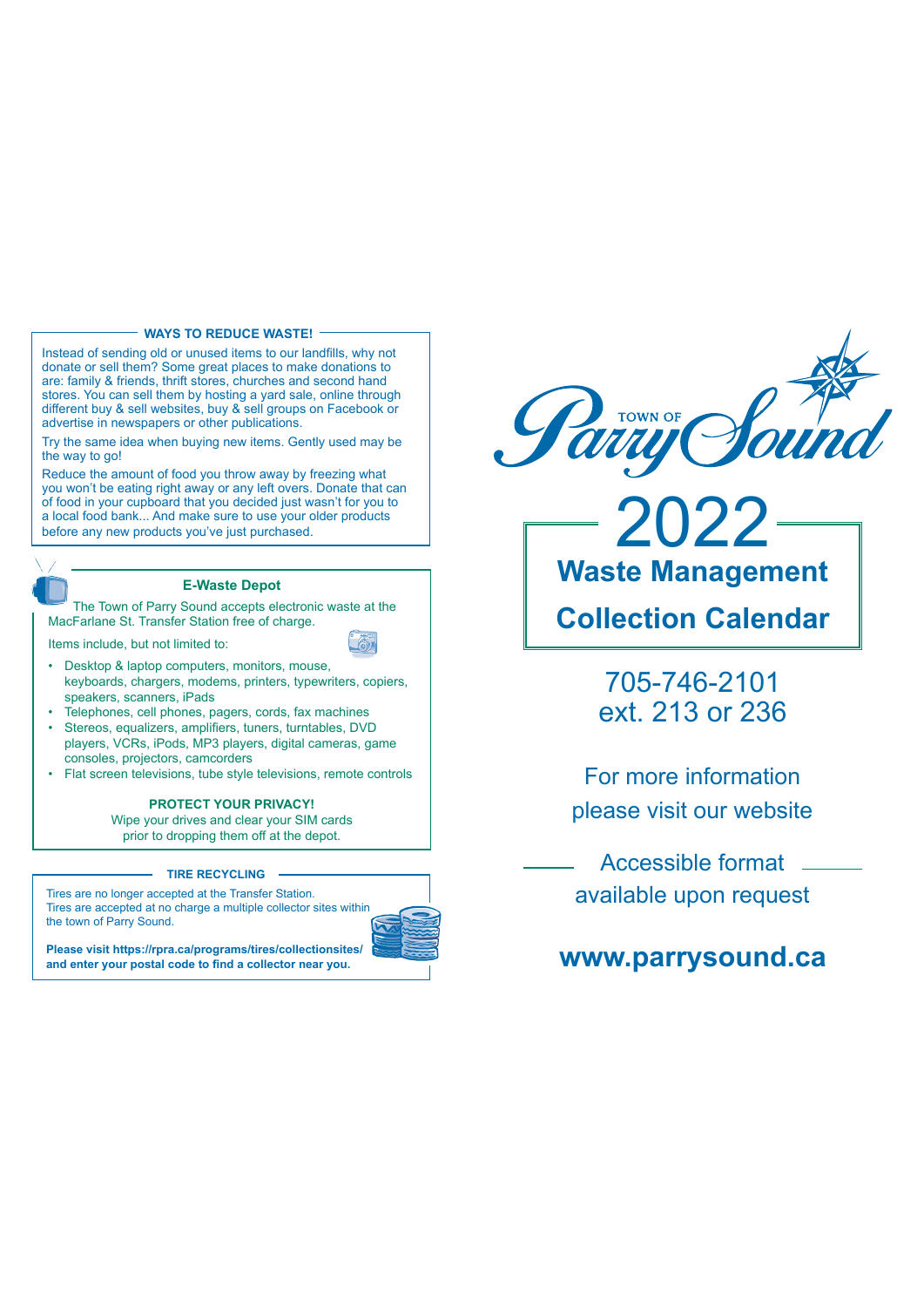## WAYS TO REDUCE WASTE!

Instead of sending old or unused items to our landfills, why not donate or sell them? Some great places to make donations to are: family & friends, thrift stores, churches and second hand stores. You can sell them by hosting a yard sale, online through different buy & sell websites, buy & sell groups on Facebook or advertise in newspapers or other publications.

Try the same idea when buying new items. Gently used may be the way to go!

Reduce the amount of food you throw away by freezing what you won't be eating right away or any left overs. Donate that can of food in your cupboard that you decided just wasn't for you to a local food bank... And make sure to use your older products before any new products you've just purchased.

## E-Waste Depot

The Town of Parry Sound accepts electronic waste at the MacFarlane St. Transfer Station free of charge.

Items include, but not limited to:

- Desktop & laptop computers, monitors, mouse, keyboards, chargers, modems, printers, typewriters, copiers, speakers, scanners, iPads
- Telephones, cell phones, pagers, cords, fax machines
- Stereos, equalizers, amplifiers, tuners, turntables, DVD players, VCRs, iPods, MP3 players, digital cameras, game consoles, projectors, camcorders
- Flat screen televisions, tube style televisions, remote controls

**PROTECT YOUR PRIVACY!**

Wipe your drives and clear your SIM cards prior to dropping them off at the depot.

## TIRE RECYCLING

Tires are no longer accepted at the Transfer Station. Tires are accepted at no charge a multiple collector sites within the town of Parry Sound.

**Please visit https://rpra.ca/programs/tires/collectionsites/ and enter your postal code to find a collector near you.**

TOWN OF Parry Sound

# 2022

# Waste Management Collection Calendar

705-746-2101
ext. 213 or 236

For more information please visit our website

Accessible format available upon request

**www.parrysound.ca**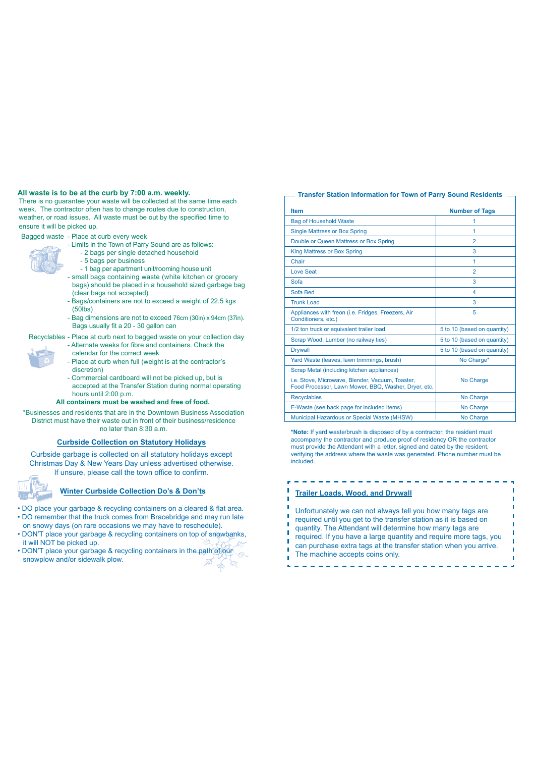**All waste is to be at the curb by 7:00 a.m. weekly.**
There is no guarantee your waste will be collected at the same time each week. The contractor often has to change routes due to construction, weather, or road issues. All waste must be out by the specified time to ensure it will be picked up.

Bagged waste
- Place at curb every week
- Limits in the Town of Parry Sound are as follows:
  - 2 bags per single detached household
  - 5 bags per business
  - 1 bag per apartment unit/rooming house unit
- small bags containing waste (white kitchen or grocery bags) should be placed in a household sized garbage bag (clear bags not accepted)
- Bags/containers are not to exceed a weight of 22.5 kgs (50lbs)
- Bag dimensions are not to exceed 76cm (30in) x 94cm (37in). Bags usually fit a 20 - 30 gallon can

Recyclables
- Place at curb next to bagged waste on your collection day
- Alternate weeks for fibre and containers. Check the calendar for the correct week
- Place at curb when full (weight is at the contractor's discretion)
- Commercial cardboard will not be picked up, but is accepted at the Transfer Station during normal operating hours until 2:00 p.m.

**All containers must be washed and free of food.**

*Businesses and residents that are in the Downtown Business Association District must have their waste out in front of their business/residence no later than 8:30 a.m.

## Curbside Collection on Statutory Holidays

Curbside garbage is collected on all statutory holidays except Christmas Day & New Years Day unless advertised otherwise. If unsure, please call the town office to confirm.

## Winter Curbside Collection Do's & Don'ts

- DO place your garbage & recycling containers on a cleared & flat area.
- DO remember that the truck comes from Bracebridge and may run late on snowy days (on rare occasions we may have to reschedule).
- DON'T place your garbage & recycling containers on top of snowbanks, it will NOT be picked up.
- DON'T place your garbage & recycling containers in the path of our snowplow and/or sidewalk plow.

## Transfer Station Information for Town of Parry Sound Residents

| Item | Number of Tags |
|---|---|
| Bag of Household Waste | 1 |
| Single Mattress or Box Spring | 1 |
| Double or Queen Mattress or Box Spring | 2 |
| King Mattress or Box Spring | 3 |
| Chair | 1 |
| Love Seat | 2 |
| Sofa | 3 |
| Sofa Bed | 4 |
| Trunk Load | 3 |
| Appliances with freon (i.e. Fridges, Freezers, Air Conditioners, etc.) | 5 |
| 1/2 ton truck or equivalent trailer load | 5 to 10 (based on quantity) |
| Scrap Wood, Lumber (no railway ties) | 5 to 10 (based on quantity) |
| Drywall | 5 to 10 (based on quantity) |
| Yard Waste (leaves, lawn trimmings, brush) | No Charge* |
| Scrap Metal (including kitchen appliances) i.e. Stove, Microwave, Blender, Vacuum, Toaster, Food Processor, Lawn Mower, BBQ, Washer, Dryer, etc. | No Charge |
| Recyclables | No Charge |
| E-Waste (see back page for included items) | No Charge |
| Municipal Hazardous or Special Waste (MHSW) | No Charge |

***Note:** If yard waste/brush is disposed of by a contractor, the resident must accompany the contractor and produce proof of residency OR the contractor must provide the Attendant with a letter, signed and dated by the resident, verifying the address where the waste was generated. Phone number must be included.

## Trailer Loads, Wood, and Drywall

Unfortunately we can not always tell you how many tags are required until you get to the transfer station as it is based on quantity. The Attendant will determine how many tags are required. If you have a large quantity and require more tags, you can purchase extra tags at the transfer station when you arrive. The machine accepts coins only.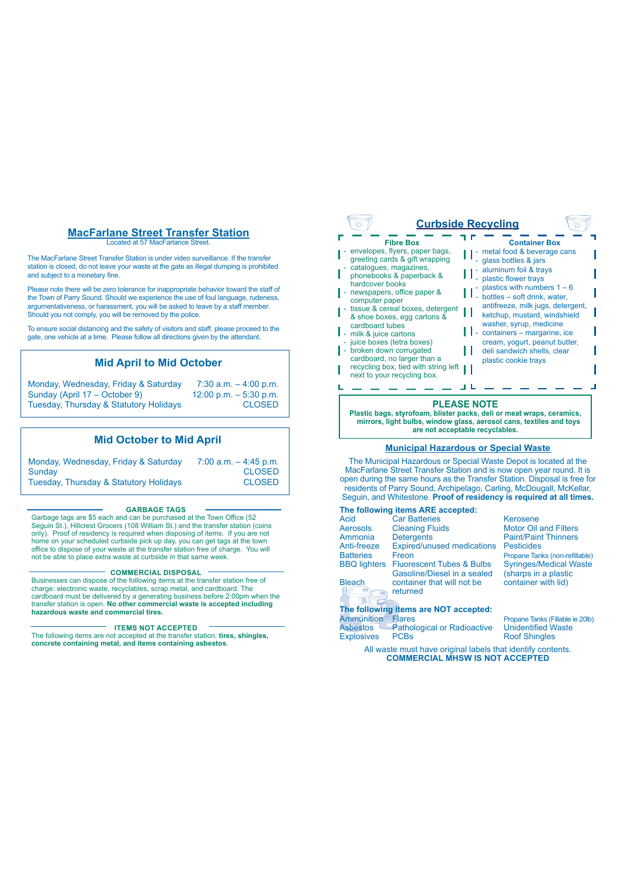## MacFarlane Street Transfer Station

Located at 57 MacFarlane Street.

The MacFarlane Street Transfer Station is under video surveillance. If the transfer station is closed, do not leave your waste at the gate as illegal dumping is prohibited and subject to a monetary fine.

Please note there will be zero tolerance for inappropriate behavior toward the staff of the Town of Parry Sound. Should we experience the use of foul language, rudeness, argumentativeness, or harassment, you will be asked to leave by a staff member. Should you not comply, you will be removed by the police.

To ensure social distancing and the safety of visitors and staff, please proceed to the gate, one vehicle at a time. Please follow all directions given by the attendant.

### Mid April to Mid October

| | |
|---|---|
| Monday, Wednesday, Friday & Saturday | 7:30 a.m. – 4:00 p.m. |
| Sunday (April 17 – October 9) | 12:00 p.m. – 5:30 p.m. |
| Tuesday, Thursday & Statutory Holidays | CLOSED |

### Mid October to Mid April

| | |
|---|---|
| Monday, Wednesday, Friday & Saturday | 7:00 a.m. – 4:45 p.m. |
| Sunday | CLOSED |
| Tuesday, Thursday & Statutory Holidays | CLOSED |

#### GARBAGE TAGS

Garbage tags are $5 each and can be purchased at the Town Office (52 Seguin St.), Hillcrest Grocers (108 William St.) and the transfer station (coins only). Proof of residency is required when disposing of items. If you are not home on your scheduled curbside pick up day, you can get tags at the town office to dispose of your waste at the transfer station free of charge. You will not be able to place extra waste at curbside in that same week.

#### COMMERCIAL DISPOSAL

Businesses can dispose of the following items at the transfer station free of charge: electronic waste, recyclables, scrap metal, and cardboard. The cardboard must be delivered by a generating business before 2:00pm when the transfer station is open. **No other commercial waste is accepted including hazardous waste and commercial tires.**

#### ITEMS NOT ACCEPTED

The following items are not accepted at the transfer station: **tires, shingles, concrete containing metal, and items containing asbestos**.

## Curbside Recycling

### Fibre Box

- envelopes, flyers, paper bags, greeting cards & gift wrapping
- catalogues, magazines, phonebooks & paperback & hardcover books
- newspapers, office paper & computer paper
- tissue & cereal boxes, detergent & shoe boxes, egg cartons & cardboard tubes
- milk & juice cartons
- juice boxes (tetra boxes)
- broken down corrugated cardboard, no larger than a recycling box, tied with string left next to your recycling box.

### Container Box

- metal food & beverage cans
- glass bottles & jars
- aluminum foil & trays
- plastic flower trays
- plastics with numbers 1 – 6
- bottles – soft drink, water, antifreeze, milk jugs, detergent, ketchup, mustard, windshield washer, syrup, medicine
- containers – margarine, ice cream, yogurt, peanut butter, deli sandwich shells, clear plastic cookie trays

### PLEASE NOTE

**Plastic bags, styrofoam, blister packs, deli or meat wraps, ceramics, mirrors, light bulbs, window glass, aerosol cans, textiles and toys are not acceptable recyclables.**

## Municipal Hazardous or Special Waste

The Municipal Hazardous or Special Waste Depot is located at the MacFarlane Street Transfer Station and is now open year round. It is open during the same hours as the Transfer Station. Disposal is free for residents of Parry Sound, Archipelago, Carling, McDougall, McKellar, Seguin, and Whitestone. **Proof of residency is required at all times.**

**The following items ARE accepted:**

| | | |
|---|---|---|
| Acid | Car Batteries | Kerosene |
| Aerosols | Cleaning Fluids | Motor Oil and Filters |
| Ammonia | Detergents | Paint/Paint Thinners |
| Anti-freeze | Expired/unused medications | Pesticides |
| Batteries | Freon | Propane Tanks (non-refillable) |
| BBQ lighters | Fluorescent Tubes & Bulbs | Syringes/Medical Waste (sharps in a plastic container with lid) |
| Bleach | Gasoline/Diesel in a sealed container that will not be returned | |

**The following items are NOT accepted:**

| | | |
|---|---|---|
| Ammunition | Flares | Propane Tanks (Fillable ie 20lb) |
| Asbestos | Pathological or Radioactive | Unidentified Waste |
| Explosives | PCBs | Roof Shingles |

All waste must have original labels that identify contents.
**COMMERCIAL MHSW IS NOT ACCEPTED**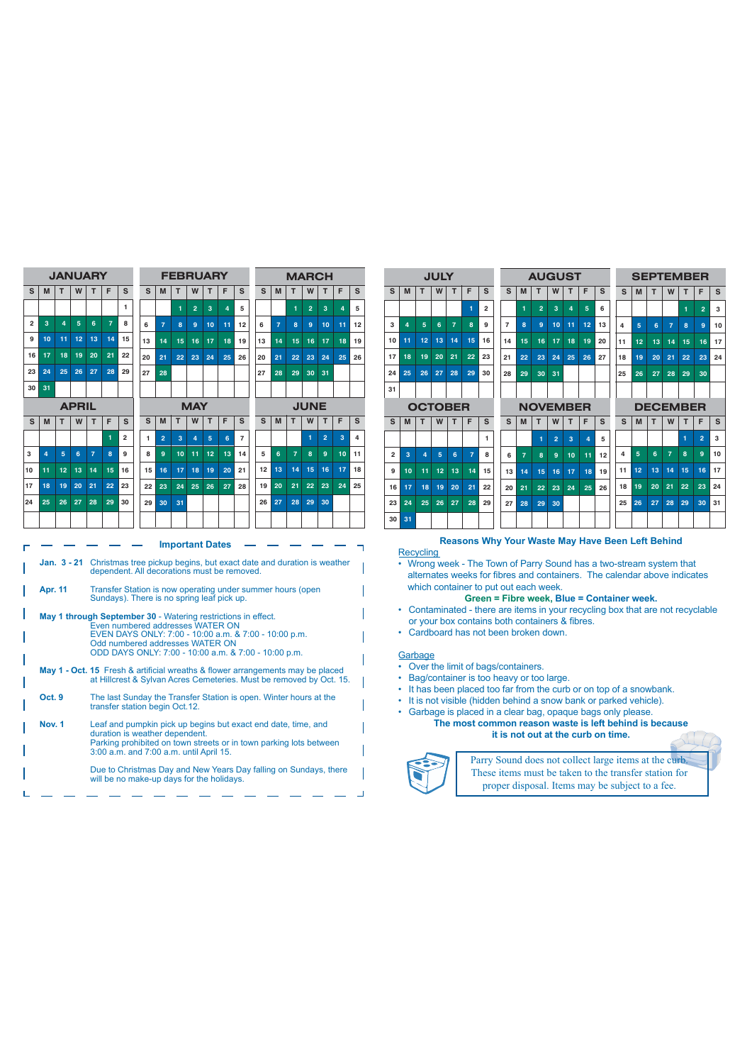## JANUARY

| S | M | T | W | T | F | S |
|---|---|---|---|---|---|---|
| | | | | | | 1 |
| 2 | 3 | 4 | 5 | 6 | 7 | 8 |
| 9 | 10 | 11 | 12 | 13 | 14 | 15 |
| 16 | 17 | 18 | 19 | 20 | 21 | 22 |
| 23 | 24 | 25 | 26 | 27 | 28 | 29 |
| 30 | 31 | | | | | |

## FEBRUARY

| S | M | T | W | T | F | S |
|---|---|---|---|---|---|---|
| | | 1 | 2 | 3 | 4 | 5 |
| 6 | 7 | 8 | 9 | 10 | 11 | 12 |
| 13 | 14 | 15 | 16 | 17 | 18 | 19 |
| 20 | 21 | 22 | 23 | 24 | 25 | 26 |
| 27 | 28 | | | | | |

## MARCH

| S | M | T | W | T | F | S |
|---|---|---|---|---|---|---|
| | | 1 | 2 | 3 | 4 | 5 |
| 6 | 7 | 8 | 9 | 10 | 11 | 12 |
| 13 | 14 | 15 | 16 | 17 | 18 | 19 |
| 20 | 21 | 22 | 23 | 24 | 25 | 26 |
| 27 | 28 | 29 | 30 | 31 | | |

## APRIL

| S | M | T | W | T | F | S |
|---|---|---|---|---|---|---|
| | | | | | 1 | 2 |
| 3 | 4 | 5 | 6 | 7 | 8 | 9 |
| 10 | 11 | 12 | 13 | 14 | 15 | 16 |
| 17 | 18 | 19 | 20 | 21 | 22 | 23 |
| 24 | 25 | 26 | 27 | 28 | 29 | 30 |

## MAY

| S | M | T | W | T | F | S |
|---|---|---|---|---|---|---|
| 1 | 2 | 3 | 4 | 5 | 6 | 7 |
| 8 | 9 | 10 | 11 | 12 | 13 | 14 |
| 15 | 16 | 17 | 18 | 19 | 20 | 21 |
| 22 | 23 | 24 | 25 | 26 | 27 | 28 |
| 29 | 30 | 31 | | | | |

## JUNE

| S | M | T | W | T | F | S |
|---|---|---|---|---|---|---|
| | | | 1 | 2 | 3 | 4 |
| 5 | 6 | 7 | 8 | 9 | 10 | 11 |
| 12 | 13 | 14 | 15 | 16 | 17 | 18 |
| 19 | 20 | 21 | 22 | 23 | 24 | 25 |
| 26 | 27 | 28 | 29 | 30 | | |

## JULY

| S | M | T | W | T | F | S |
|---|---|---|---|---|---|---|
| | | | | | 1 | 2 |
| 3 | 4 | 5 | 6 | 7 | 8 | 9 |
| 10 | 11 | 12 | 13 | 14 | 15 | 16 |
| 17 | 18 | 19 | 20 | 21 | 22 | 23 |
| 24 | 25 | 26 | 27 | 28 | 29 | 30 |
| 31 | | | | | | |

## AUGUST

| S | M | T | W | T | F | S |
|---|---|---|---|---|---|---|
| | 1 | 2 | 3 | 4 | 5 | 6 |
| 7 | 8 | 9 | 10 | 11 | 12 | 13 |
| 14 | 15 | 16 | 17 | 18 | 19 | 20 |
| 21 | 22 | 23 | 24 | 25 | 26 | 27 |
| 28 | 29 | 30 | 31 | | | |

## SEPTEMBER

| S | M | T | W | T | F | S |
|---|---|---|---|---|---|---|
| | | | | 1 | 2 | 3 |
| 4 | 5 | 6 | 7 | 8 | 9 | 10 |
| 11 | 12 | 13 | 14 | 15 | 16 | 17 |
| 18 | 19 | 20 | 21 | 22 | 23 | 24 |
| 25 | 26 | 27 | 28 | 29 | 30 | |

## OCTOBER

| S | M | T | W | T | F | S |
|---|---|---|---|---|---|---|
| | | | | | | 1 |
| 2 | 3 | 4 | 5 | 6 | 7 | 8 |
| 9 | 10 | 11 | 12 | 13 | 14 | 15 |
| 16 | 17 | 18 | 19 | 20 | 21 | 22 |
| 23 | 24 | 25 | 26 | 27 | 28 | 29 |
| 30 | 31 | | | | | |

## NOVEMBER

| S | M | T | W | T | F | S |
|---|---|---|---|---|---|---|
| | | 1 | 2 | 3 | 4 | 5 |
| 6 | 7 | 8 | 9 | 10 | 11 | 12 |
| 13 | 14 | 15 | 16 | 17 | 18 | 19 |
| 20 | 21 | 22 | 23 | 24 | 25 | 26 |
| 27 | 28 | 29 | 30 | | | |

## DECEMBER

| S | M | T | W | T | F | S |
|---|---|---|---|---|---|---|
| | | | | 1 | 2 | 3 |
| 4 | 5 | 6 | 7 | 8 | 9 | 10 |
| 11 | 12 | 13 | 14 | 15 | 16 | 17 |
| 18 | 19 | 20 | 21 | 22 | 23 | 24 |
| 25 | 26 | 27 | 28 | 29 | 30 | 31 |

## Important Dates

**Jan. 3 - 21** Christmas tree pickup begins, but exact date and duration is weather dependent. All decorations must be removed.

**Apr. 11** Transfer Station is now operating under summer hours (open Sundays). There is no spring leaf pick up.

**May 1 through September 30** - Watering restrictions in effect.
Even numbered addresses WATER ON
EVEN DAYS ONLY: 7:00 - 10:00 a.m. & 7:00 - 10:00 p.m.
Odd numbered addresses WATER ON
ODD DAYS ONLY: 7:00 - 10:00 a.m. & 7:00 - 10:00 p.m.

**May 1 - Oct. 15** Fresh & artificial wreaths & flower arrangements may be placed at Hillcrest & Sylvan Acres Cemeteries. Must be removed by Oct. 15.

**Oct. 9** The last Sunday the Transfer Station is open. Winter hours at the transfer station begin Oct.12.

**Nov. 1** Leaf and pumpkin pick up begins but exact end date, time, and duration is weather dependent.
Parking prohibited on town streets or in town parking lots between 3:00 a.m. and 7:00 a.m. until April 15.

Due to Christmas Day and New Years Day falling on Sundays, there will be no make-up days for the holidays.

## Reasons Why Your Waste May Have Been Left Behind

Recycling

- Wrong week - The Town of Parry Sound has a two-stream system that alternates weeks for fibres and containers. The calendar above indicates which container to put out each week.
  **Green = Fibre week, Blue = Container week.**
- Contaminated - there are items in your recycling box that are not recyclable or your box contains both containers & fibres.
- Cardboard has not been broken down.

Garbage

- Over the limit of bags/containers.
- Bag/container is too heavy or too large.
- It has been placed too far from the curb or on top of a snowbank.
- It is not visible (hidden behind a snow bank or parked vehicle).
- Garbage is placed in a clear bag, opaque bags only please.

**The most common reason waste is left behind is because it is not out at the curb on time.**

Parry Sound does not collect large items at the curb. These items must be taken to the transfer station for proper disposal. Items may be subject to a fee.